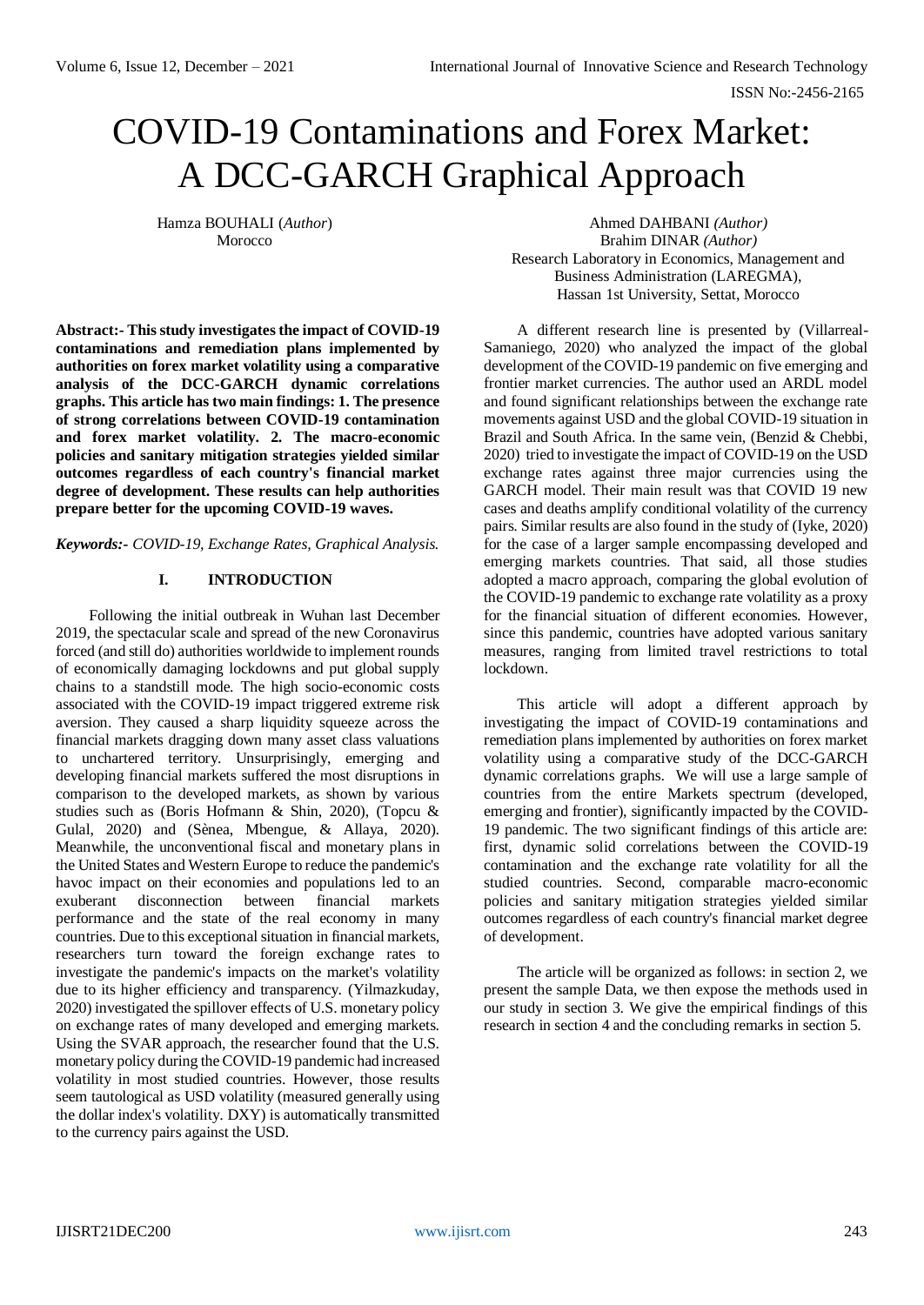# COVID-19 Contaminations and Forex Market: A DCC-GARCH Graphical Approach

Hamza BOUHALI (*Author*)
Morocco

Ahmed DAHBANI *(Author)*
Brahim DINAR *(Author)*
Research Laboratory in Economics, Management and Business Administration (LAREGMA),
Hassan 1st University, Settat, Morocco

**Abstract:- This study investigates the impact of COVID-19 contaminations and remediation plans implemented by authorities on forex market volatility using a comparative analysis of the DCC-GARCH dynamic correlations graphs. This article has two main findings: 1. The presence of strong correlations between COVID-19 contamination and forex market volatility. 2. The macro-economic policies and sanitary mitigation strategies yielded similar outcomes regardless of each country's financial market degree of development. These results can help authorities prepare better for the upcoming COVID-19 waves.**

***Keywords:-** COVID-19, Exchange Rates, Graphical Analysis.*

## I. INTRODUCTION

Following the initial outbreak in Wuhan last December 2019, the spectacular scale and spread of the new Coronavirus forced (and still do) authorities worldwide to implement rounds of economically damaging lockdowns and put global supply chains to a standstill mode. The high socio-economic costs associated with the COVID-19 impact triggered extreme risk aversion. They caused a sharp liquidity squeeze across the financial markets dragging down many asset class valuations to unchartered territory. Unsurprisingly, emerging and developing financial markets suffered the most disruptions in comparison to the developed markets, as shown by various studies such as (Boris Hofmann & Shin, 2020), (Topcu & Gulal, 2020) and (Sènea, Mbengue, & Allaya, 2020). Meanwhile, the unconventional fiscal and monetary plans in the United States and Western Europe to reduce the pandemic's havoc impact on their economies and populations led to an exuberant disconnection between financial markets performance and the state of the real economy in many countries. Due to this exceptional situation in financial markets, researchers turn toward the foreign exchange rates to investigate the pandemic's impacts on the market's volatility due to its higher efficiency and transparency. (Yilmazkuday, 2020) investigated the spillover effects of U.S. monetary policy on exchange rates of many developed and emerging markets. Using the SVAR approach, the researcher found that the U.S. monetary policy during the COVID-19 pandemic had increased volatility in most studied countries. However, those results seem tautological as USD volatility (measured generally using the dollar index's volatility. DXY) is automatically transmitted to the currency pairs against the USD.

A different research line is presented by (Villarreal-Samaniego, 2020) who analyzed the impact of the global development of the COVID-19 pandemic on five emerging and frontier market currencies. The author used an ARDL model and found significant relationships between the exchange rate movements against USD and the global COVID-19 situation in Brazil and South Africa. In the same vein, (Benzid & Chebbi, 2020) tried to investigate the impact of COVID-19 on the USD exchange rates against three major currencies using the GARCH model. Their main result was that COVID 19 new cases and deaths amplify conditional volatility of the currency pairs. Similar results are also found in the study of (Iyke, 2020) for the case of a larger sample encompassing developed and emerging markets countries. That said, all those studies adopted a macro approach, comparing the global evolution of the COVID-19 pandemic to exchange rate volatility as a proxy for the financial situation of different economies. However, since this pandemic, countries have adopted various sanitary measures, ranging from limited travel restrictions to total lockdown.

This article will adopt a different approach by investigating the impact of COVID-19 contaminations and remediation plans implemented by authorities on forex market volatility using a comparative study of the DCC-GARCH dynamic correlations graphs. We will use a large sample of countries from the entire Markets spectrum (developed, emerging and frontier), significantly impacted by the COVID-19 pandemic. The two significant findings of this article are: first, dynamic solid correlations between the COVID-19 contamination and the exchange rate volatility for all the studied countries. Second, comparable macro-economic policies and sanitary mitigation strategies yielded similar outcomes regardless of each country's financial market degree of development.

The article will be organized as follows: in section 2, we present the sample Data, we then expose the methods used in our study in section 3. We give the empirical findings of this research in section 4 and the concluding remarks in section 5.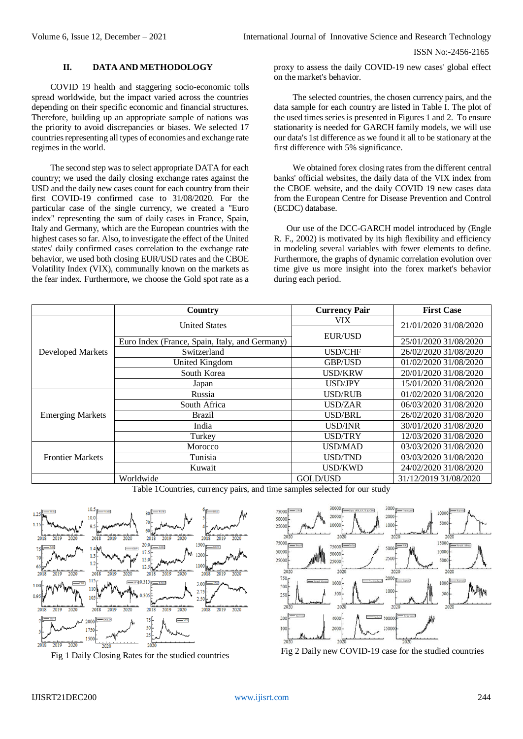## II. DATA AND METHODOLOGY

COVID 19 health and staggering socio-economic tolls spread worldwide, but the impact varied across the countries depending on their specific economic and financial structures. Therefore, building up an appropriate sample of nations was the priority to avoid discrepancies or biases. We selected 17 countries representing all types of economies and exchange rate regimes in the world.

The second step was to select appropriate DATA for each country; we used the daily closing exchange rates against the USD and the daily new cases count for each country from their first COVID-19 confirmed case to 31/08/2020. For the particular case of the single currency, we created a "Euro index" representing the sum of daily cases in France, Spain, Italy and Germany, which are the European countries with the highest cases so far. Also, to investigate the effect of the United states' daily confirmed cases correlation to the exchange rate behavior, we used both closing EUR/USD rates and the CBOE Volatility Index (VIX), communally known on the markets as the fear index. Furthermore, we choose the Gold spot rate as a proxy to assess the daily COVID-19 new cases' global effect on the market's behavior.

The selected countries, the chosen currency pairs, and the data sample for each country are listed in Table I. The plot of the used times series is presented in Figures 1 and 2. To ensure stationarity is needed for GARCH family models, we will use our data's 1st difference as we found it all to be stationary at the first difference with 5% significance.

We obtained forex closing rates from the different central banks' official websites, the daily data of the VIX index from the CBOE website, and the daily COVID 19 new cases data from the European Centre for Disease Prevention and Control (ECDC) database.

Our use of the DCC-GARCH model introduced by (Engle R. F., 2002) is motivated by its high flexibility and efficiency in modeling several variables with fewer elements to define. Furthermore, the graphs of dynamic correlation evolution over time give us more insight into the forex market's behavior during each period.

| | Country | Currency Pair | First Case |
|---|---|---|---|
| Developed Markets | United States | VIX | 21/01/2020 31/08/2020 |
| | | EUR/USD | |
| | Euro Index (France, Spain, Italy, and Germany) | | 25/01/2020 31/08/2020 |
| | Switzerland | USD/CHF | 26/02/2020 31/08/2020 |
| | United Kingdom | GBP/USD | 01/02/2020 31/08/2020 |
| | South Korea | USD/KRW | 20/01/2020 31/08/2020 |
| | Japan | USD/JPY | 15/01/2020 31/08/2020 |
| Emerging Markets | Russia | USD/RUB | 01/02/2020 31/08/2020 |
| | South Africa | USD/ZAR | 06/03/2020 31/08/2020 |
| | Brazil | USD/BRL | 26/02/2020 31/08/2020 |
| | India | USD/INR | 30/01/2020 31/08/2020 |
| | Turkey | USD/TRY | 12/03/2020 31/08/2020 |
| Frontier Markets | Morocco | USD/MAD | 03/03/2020 31/08/2020 |
| | Tunisia | USD/TND | 03/03/2020 31/08/2020 |
| | Kuwait | USD/KWD | 24/02/2020 31/08/2020 |
| | Worldwide | GOLD/USD | 31/12/2019 31/08/2020 |

Table 1Countries, currency pairs, and time samples selected for our study

Fig 1 Daily Closing Rates for the studied countries

Fig 2 Daily new COVID-19 case for the studied countries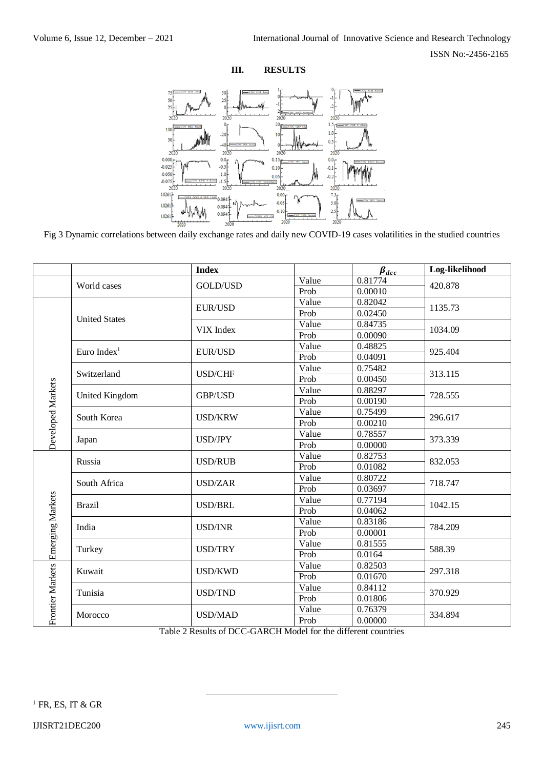## III. RESULTS

Fig 3 Dynamic correlations between daily exchange rates and daily new COVID-19 cases volatilities in the studied countries

| | | Index | | $\beta_{dcc}$ | Log-likelihood |
|---|---|---|---|---|---|
| | World cases | GOLD/USD | Value | 0.81774 | 420.878 |
| | | | Prob | 0.00010 | |
| Developed Markets | United States | EUR/USD | Value | 0.82042 | 1135.73 |
| | | | Prob | 0.02450 | |
| | | VIX Index | Value | 0.84735 | 1034.09 |
| | | | Prob | 0.00090 | |
| | Euro Index[1] | EUR/USD | Value | 0.48825 | 925.404 |
| | | | Prob | 0.04091 | |
| | Switzerland | USD/CHF | Value | 0.75482 | 313.115 |
| | | | Prob | 0.00450 | |
| | United Kingdom | GBP/USD | Value | 0.88297 | 728.555 |
| | | | Prob | 0.00190 | |
| | South Korea | USD/KRW | Value | 0.75499 | 296.617 |
| | | | Prob | 0.00210 | |
| | Japan | USD/JPY | Value | 0.78557 | 373.339 |
| | | | Prob | 0.00000 | |
| Emerging Markets | Russia | USD/RUB | Value | 0.82753 | 832.053 |
| | | | Prob | 0.01082 | |
| | South Africa | USD/ZAR | Value | 0.80722 | 718.747 |
| | | | Prob | 0.03697 | |
| | Brazil | USD/BRL | Value | 0.77194 | 1042.15 |
| | | | Prob | 0.04062 | |
| | India | USD/INR | Value | 0.83186 | 784.209 |
| | | | Prob | 0.00001 | |
| | Turkey | USD/TRY | Value | 0.81555 | 588.39 |
| | | | Prob | 0.0164 | |
| Frontier Markets | Kuwait | USD/KWD | Value | 0.82503 | 297.318 |
| | | | Prob | 0.01670 | |
| | Tunisia | USD/TND | Value | 0.84112 | 370.929 |
| | | | Prob | 0.01806 | |
| | Morocco | USD/MAD | Value | 0.76379 | 334.894 |
| | | | Prob | 0.00000 | |

Table 2 Results of DCC-GARCH Model for the different countries

[1] FR, ES, IT & GR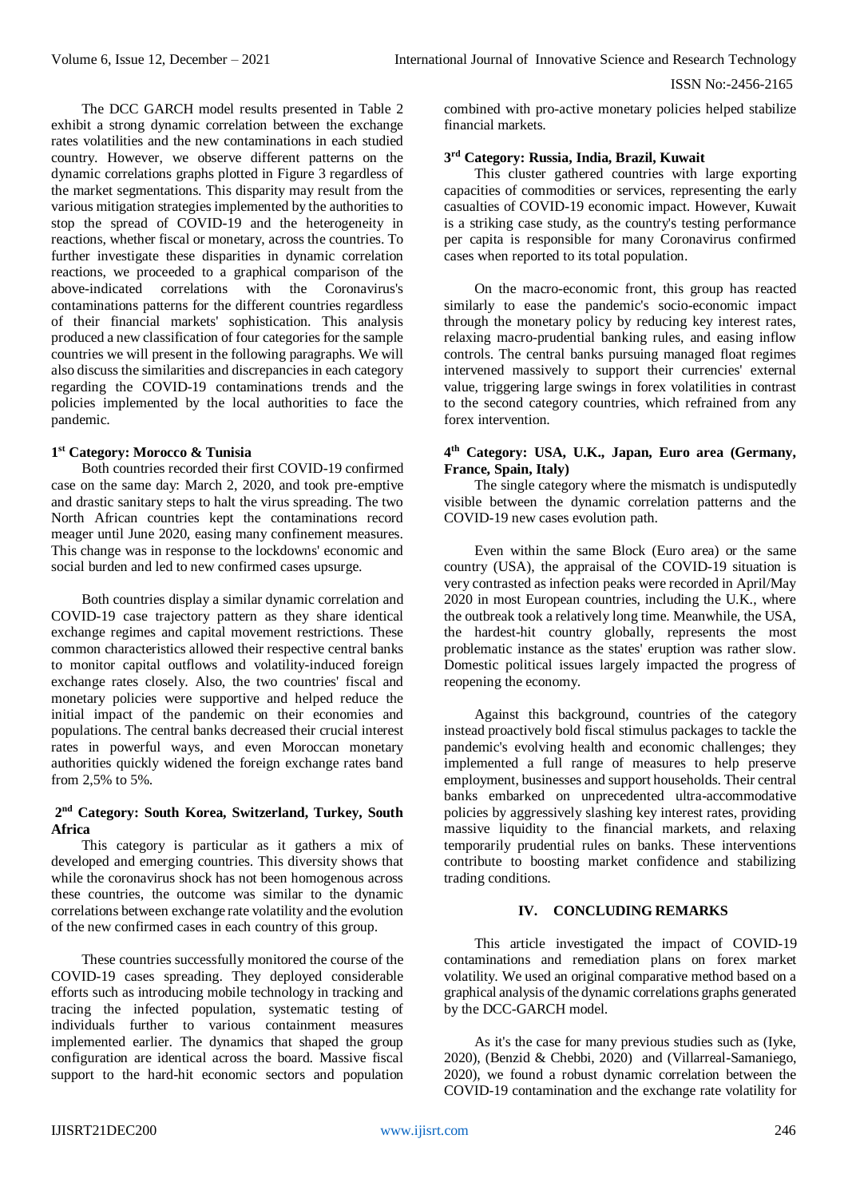The DCC GARCH model results presented in Table 2 exhibit a strong dynamic correlation between the exchange rates volatilities and the new contaminations in each studied country. However, we observe different patterns on the dynamic correlations graphs plotted in Figure 3 regardless of the market segmentations. This disparity may result from the various mitigation strategies implemented by the authorities to stop the spread of COVID-19 and the heterogeneity in reactions, whether fiscal or monetary, across the countries. To further investigate these disparities in dynamic correlation reactions, we proceeded to a graphical comparison of the above-indicated correlations with the Coronavirus's contaminations patterns for the different countries regardless of their financial markets' sophistication. This analysis produced a new classification of four categories for the sample countries we will present in the following paragraphs. We will also discuss the similarities and discrepancies in each category regarding the COVID-19 contaminations trends and the policies implemented by the local authorities to face the pandemic.

**1st Category: Morocco & Tunisia**

Both countries recorded their first COVID-19 confirmed case on the same day: March 2, 2020, and took pre-emptive and drastic sanitary steps to halt the virus spreading. The two North African countries kept the contaminations record meager until June 2020, easing many confinement measures. This change was in response to the lockdowns' economic and social burden and led to new confirmed cases upsurge.

Both countries display a similar dynamic correlation and COVID-19 case trajectory pattern as they share identical exchange regimes and capital movement restrictions. These common characteristics allowed their respective central banks to monitor capital outflows and volatility-induced foreign exchange rates closely. Also, the two countries' fiscal and monetary policies were supportive and helped reduce the initial impact of the pandemic on their economies and populations. The central banks decreased their crucial interest rates in powerful ways, and even Moroccan monetary authorities quickly widened the foreign exchange rates band from 2,5% to 5%.

**2nd Category: South Korea, Switzerland, Turkey, South Africa**

This category is particular as it gathers a mix of developed and emerging countries. This diversity shows that while the coronavirus shock has not been homogenous across these countries, the outcome was similar to the dynamic correlations between exchange rate volatility and the evolution of the new confirmed cases in each country of this group.

These countries successfully monitored the course of the COVID-19 cases spreading. They deployed considerable efforts such as introducing mobile technology in tracking and tracing the infected population, systematic testing of individuals further to various containment measures implemented earlier. The dynamics that shaped the group configuration are identical across the board. Massive fiscal support to the hard-hit economic sectors and population combined with pro-active monetary policies helped stabilize financial markets.

**3rd Category: Russia, India, Brazil, Kuwait**

This cluster gathered countries with large exporting capacities of commodities or services, representing the early casualties of COVID-19 economic impact. However, Kuwait is a striking case study, as the country's testing performance per capita is responsible for many Coronavirus confirmed cases when reported to its total population.

On the macro-economic front, this group has reacted similarly to ease the pandemic's socio-economic impact through the monetary policy by reducing key interest rates, relaxing macro-prudential banking rules, and easing inflow controls. The central banks pursuing managed float regimes intervened massively to support their currencies' external value, triggering large swings in forex volatilities in contrast to the second category countries, which refrained from any forex intervention.

**4th Category: USA, U.K., Japan, Euro area (Germany, France, Spain, Italy)**

The single category where the mismatch is undisputedly visible between the dynamic correlation patterns and the COVID-19 new cases evolution path.

Even within the same Block (Euro area) or the same country (USA), the appraisal of the COVID-19 situation is very contrasted as infection peaks were recorded in April/May 2020 in most European countries, including the U.K., where the outbreak took a relatively long time. Meanwhile, the USA, the hardest-hit country globally, represents the most problematic instance as the states' eruption was rather slow. Domestic political issues largely impacted the progress of reopening the economy.

Against this background, countries of the category instead proactively bold fiscal stimulus packages to tackle the pandemic's evolving health and economic challenges; they implemented a full range of measures to help preserve employment, businesses and support households. Their central banks embarked on unprecedented ultra-accommodative policies by aggressively slashing key interest rates, providing massive liquidity to the financial markets, and relaxing temporarily prudential rules on banks. These interventions contribute to boosting market confidence and stabilizing trading conditions.

## IV. CONCLUDING REMARKS

This article investigated the impact of COVID-19 contaminations and remediation plans on forex market volatility. We used an original comparative method based on a graphical analysis of the dynamic correlations graphs generated by the DCC-GARCH model.

As it's the case for many previous studies such as (Iyke, 2020), (Benzid & Chebbi, 2020) and (Villarreal-Samaniego, 2020), we found a robust dynamic correlation between the COVID-19 contamination and the exchange rate volatility for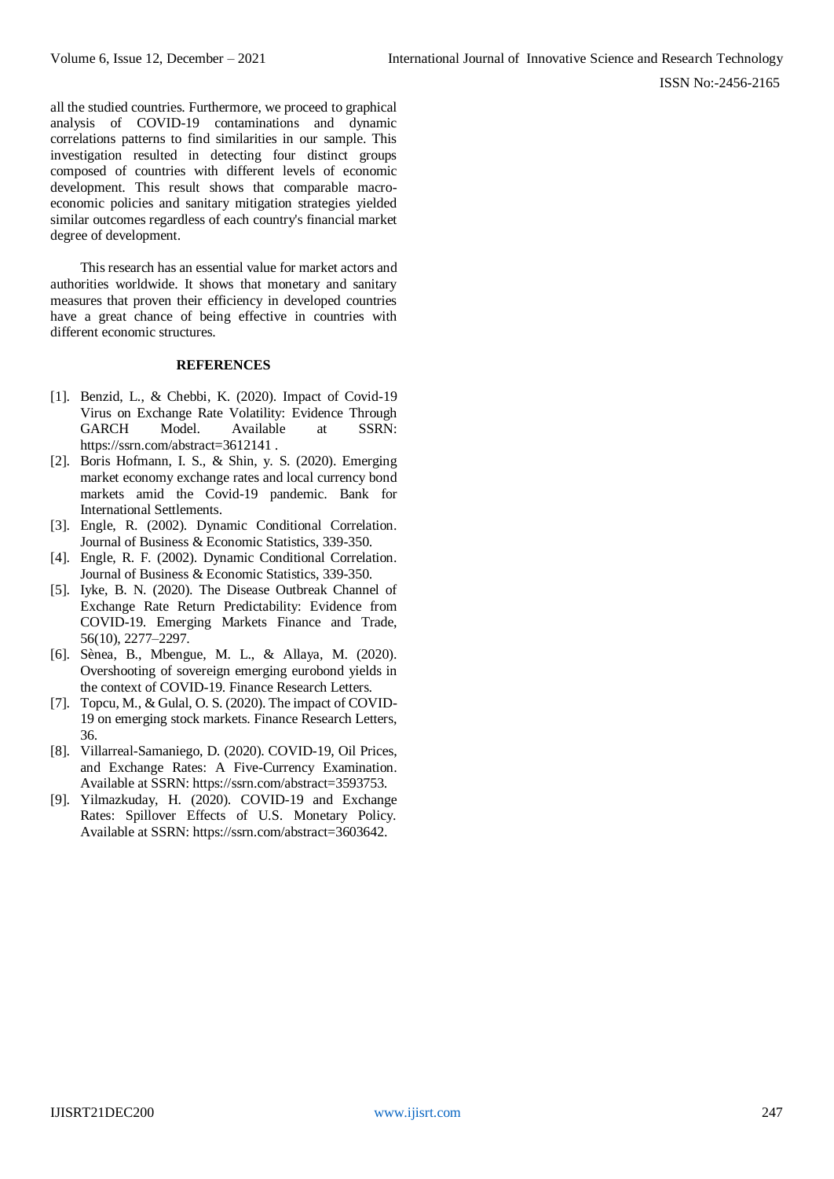all the studied countries. Furthermore, we proceed to graphical analysis of COVID-19 contaminations and dynamic correlations patterns to find similarities in our sample. This investigation resulted in detecting four distinct groups composed of countries with different levels of economic development. This result shows that comparable macro-economic policies and sanitary mitigation strategies yielded similar outcomes regardless of each country's financial market degree of development.

This research has an essential value for market actors and authorities worldwide. It shows that monetary and sanitary measures that proven their efficiency in developed countries have a great chance of being effective in countries with different economic structures.

## REFERENCES

[1]. Benzid, L., & Chebbi, K. (2020). Impact of Covid-19 Virus on Exchange Rate Volatility: Evidence Through GARCH Model. Available at SSRN: https://ssrn.com/abstract=3612141 .

[2]. Boris Hofmann, I. S., & Shin, y. S. (2020). Emerging market economy exchange rates and local currency bond markets amid the Covid-19 pandemic. Bank for International Settlements.

[3]. Engle, R. (2002). Dynamic Conditional Correlation. Journal of Business & Economic Statistics, 339-350.

[4]. Engle, R. F. (2002). Dynamic Conditional Correlation. Journal of Business & Economic Statistics, 339-350.

[5]. Iyke, B. N. (2020). The Disease Outbreak Channel of Exchange Rate Return Predictability: Evidence from COVID-19. Emerging Markets Finance and Trade, 56(10), 2277–2297.

[6]. Sènea, B., Mbengue, M. L., & Allaya, M. (2020). Overshooting of sovereign emerging eurobond yields in the context of COVID-19. Finance Research Letters.

[7]. Topcu, M., & Gulal, O. S. (2020). The impact of COVID-19 on emerging stock markets. Finance Research Letters, 36.

[8]. Villarreal-Samaniego, D. (2020). COVID-19, Oil Prices, and Exchange Rates: A Five-Currency Examination. Available at SSRN: https://ssrn.com/abstract=3593753.

[9]. Yilmazkuday, H. (2020). COVID-19 and Exchange Rates: Spillover Effects of U.S. Monetary Policy. Available at SSRN: https://ssrn.com/abstract=3603642.